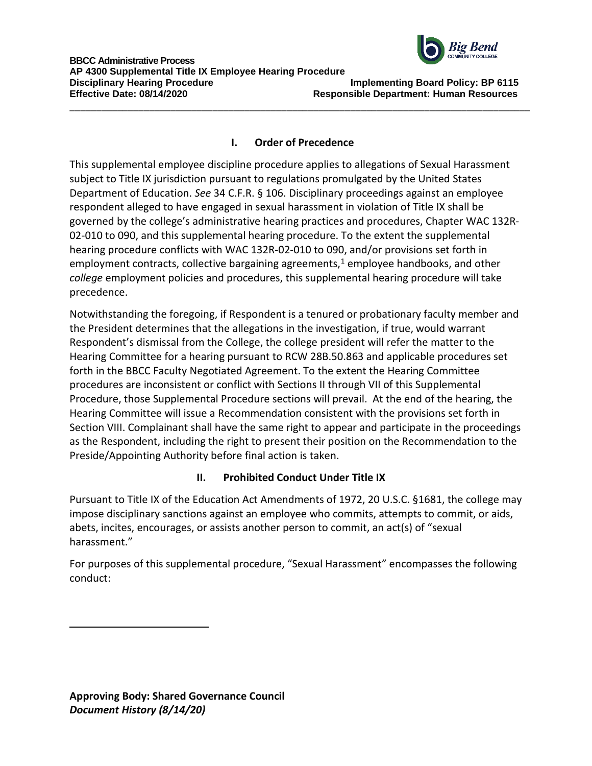**BBCC Administrative Process**
**AP 4300 Supplemental Title IX Employee Hearing Procedure**
**Disciplinary Hearing Procedure** — **Implementing Board Policy: BP 6115**
**Effective Date: 08/14/2020** — **Responsible Department: Human Resources**

## I. Order of Precedence

This supplemental employee discipline procedure applies to allegations of Sexual Harassment subject to Title IX jurisdiction pursuant to regulations promulgated by the United States Department of Education. *See* 34 C.F.R. § 106. Disciplinary proceedings against an employee respondent alleged to have engaged in sexual harassment in violation of Title IX shall be governed by the college's administrative hearing practices and procedures, Chapter WAC 132R-02-010 to 090, and this supplemental hearing procedure. To the extent the supplemental hearing procedure conflicts with WAC 132R-02-010 to 090, and/or provisions set forth in employment contracts, collective bargaining agreements,[1] employee handbooks, and other *college* employment policies and procedures, this supplemental hearing procedure will take precedence.

Notwithstanding the foregoing, if Respondent is a tenured or probationary faculty member and the President determines that the allegations in the investigation, if true, would warrant Respondent's dismissal from the College, the college president will refer the matter to the Hearing Committee for a hearing pursuant to RCW 28B.50.863 and applicable procedures set forth in the BBCC Faculty Negotiated Agreement. To the extent the Hearing Committee procedures are inconsistent or conflict with Sections II through VII of this Supplemental Procedure, those Supplemental Procedure sections will prevail. At the end of the hearing, the Hearing Committee will issue a Recommendation consistent with the provisions set forth in Section VIII. Complainant shall have the same right to appear and participate in the proceedings as the Respondent, including the right to present their position on the Recommendation to the Preside/Appointing Authority before final action is taken.

## II. Prohibited Conduct Under Title IX

Pursuant to Title IX of the Education Act Amendments of 1972, 20 U.S.C. §1681, the college may impose disciplinary sanctions against an employee who commits, attempts to commit, or aids, abets, incites, encourages, or assists another person to commit, an act(s) of "sexual harassment."

For purposes of this supplemental procedure, "Sexual Harassment" encompasses the following conduct:

**Approving Body: Shared Governance Council**
***Document History (8/14/20)***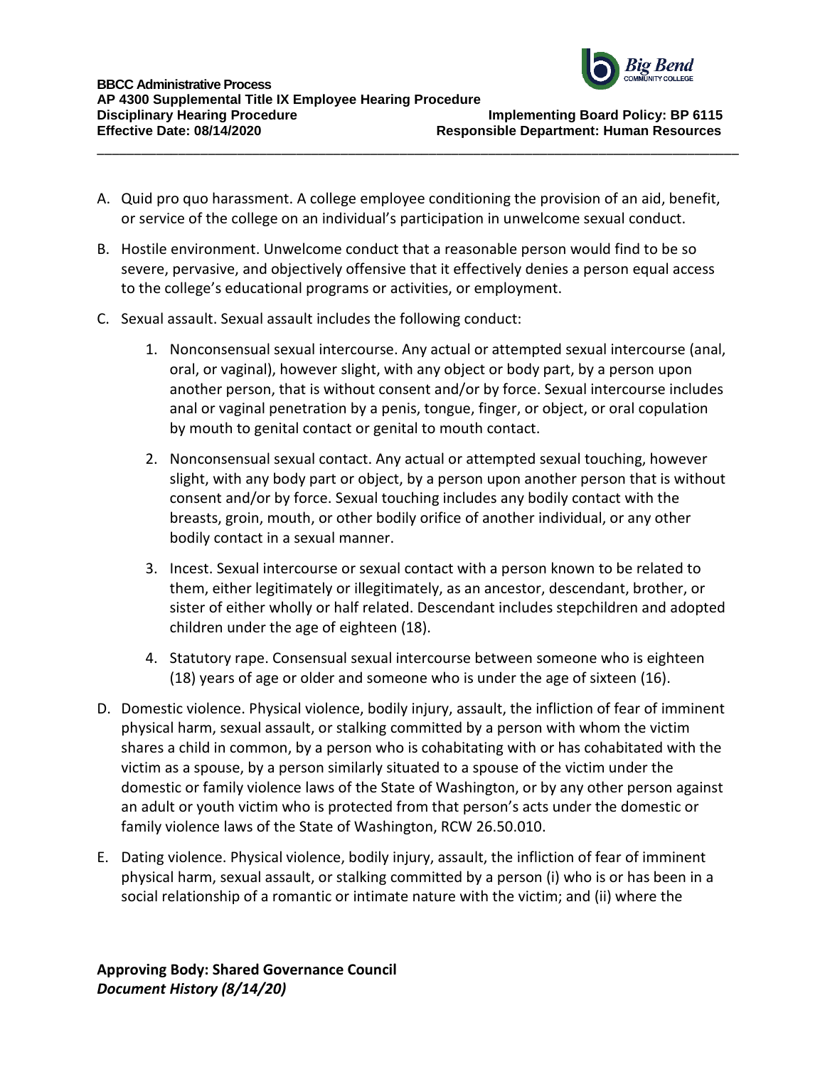A. Quid pro quo harassment. A college employee conditioning the provision of an aid, benefit, or service of the college on an individual's participation in unwelcome sexual conduct.

B. Hostile environment. Unwelcome conduct that a reasonable person would find to be so severe, pervasive, and objectively offensive that it effectively denies a person equal access to the college's educational programs or activities, or employment.

C. Sexual assault. Sexual assault includes the following conduct:

   1. Nonconsensual sexual intercourse. Any actual or attempted sexual intercourse (anal, oral, or vaginal), however slight, with any object or body part, by a person upon another person, that is without consent and/or by force. Sexual intercourse includes anal or vaginal penetration by a penis, tongue, finger, or object, or oral copulation by mouth to genital contact or genital to mouth contact.

   2. Nonconsensual sexual contact. Any actual or attempted sexual touching, however slight, with any body part or object, by a person upon another person that is without consent and/or by force. Sexual touching includes any bodily contact with the breasts, groin, mouth, or other bodily orifice of another individual, or any other bodily contact in a sexual manner.

   3. Incest. Sexual intercourse or sexual contact with a person known to be related to them, either legitimately or illegitimately, as an ancestor, descendant, brother, or sister of either wholly or half related. Descendant includes stepchildren and adopted children under the age of eighteen (18).

   4. Statutory rape. Consensual sexual intercourse between someone who is eighteen (18) years of age or older and someone who is under the age of sixteen (16).

D. Domestic violence. Physical violence, bodily injury, assault, the infliction of fear of imminent physical harm, sexual assault, or stalking committed by a person with whom the victim shares a child in common, by a person who is cohabitating with or has cohabitated with the victim as a spouse, by a person similarly situated to a spouse of the victim under the domestic or family violence laws of the State of Washington, or by any other person against an adult or youth victim who is protected from that person's acts under the domestic or family violence laws of the State of Washington, RCW 26.50.010.

E. Dating violence. Physical violence, bodily injury, assault, the infliction of fear of imminent physical harm, sexual assault, or stalking committed by a person (i) who is or has been in a social relationship of a romantic or intimate nature with the victim; and (ii) where the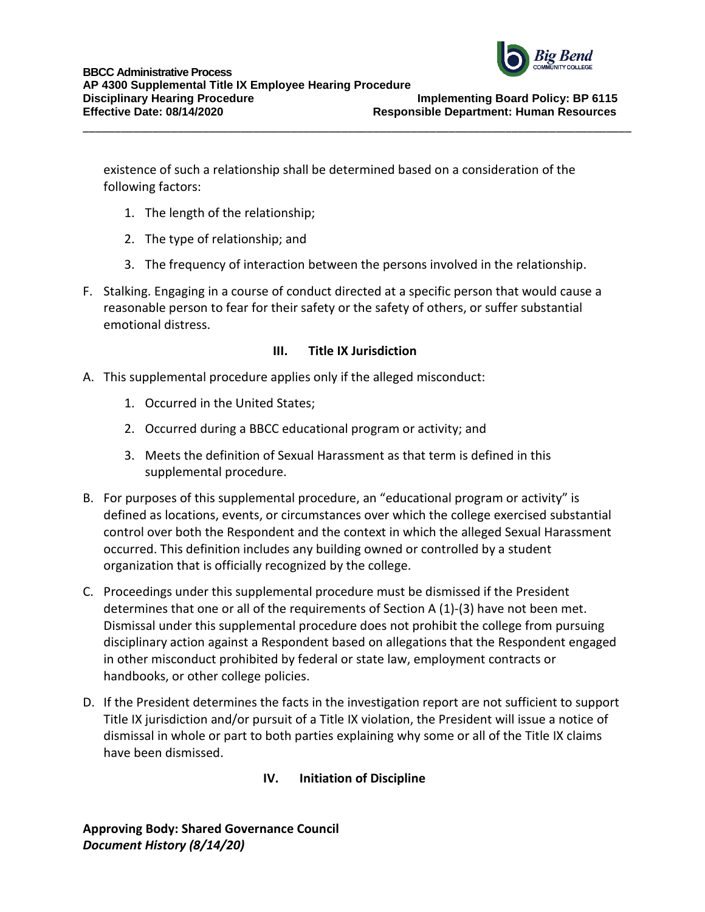existence of such a relationship shall be determined based on a consideration of the following factors:

1. The length of the relationship;
2. The type of relationship; and
3. The frequency of interaction between the persons involved in the relationship.

F. Stalking. Engaging in a course of conduct directed at a specific person that would cause a reasonable person to fear for their safety or the safety of others, or suffer substantial emotional distress.

## III. Title IX Jurisdiction

A. This supplemental procedure applies only if the alleged misconduct:

1. Occurred in the United States;
2. Occurred during a BBCC educational program or activity; and
3. Meets the definition of Sexual Harassment as that term is defined in this supplemental procedure.

B. For purposes of this supplemental procedure, an "educational program or activity" is defined as locations, events, or circumstances over which the college exercised substantial control over both the Respondent and the context in which the alleged Sexual Harassment occurred. This definition includes any building owned or controlled by a student organization that is officially recognized by the college.

C. Proceedings under this supplemental procedure must be dismissed if the President determines that one or all of the requirements of Section A (1)-(3) have not been met. Dismissal under this supplemental procedure does not prohibit the college from pursuing disciplinary action against a Respondent based on allegations that the Respondent engaged in other misconduct prohibited by federal or state law, employment contracts or handbooks, or other college policies.

D. If the President determines the facts in the investigation report are not sufficient to support Title IX jurisdiction and/or pursuit of a Title IX violation, the President will issue a notice of dismissal in whole or part to both parties explaining why some or all of the Title IX claims have been dismissed.

## IV. Initiation of Discipline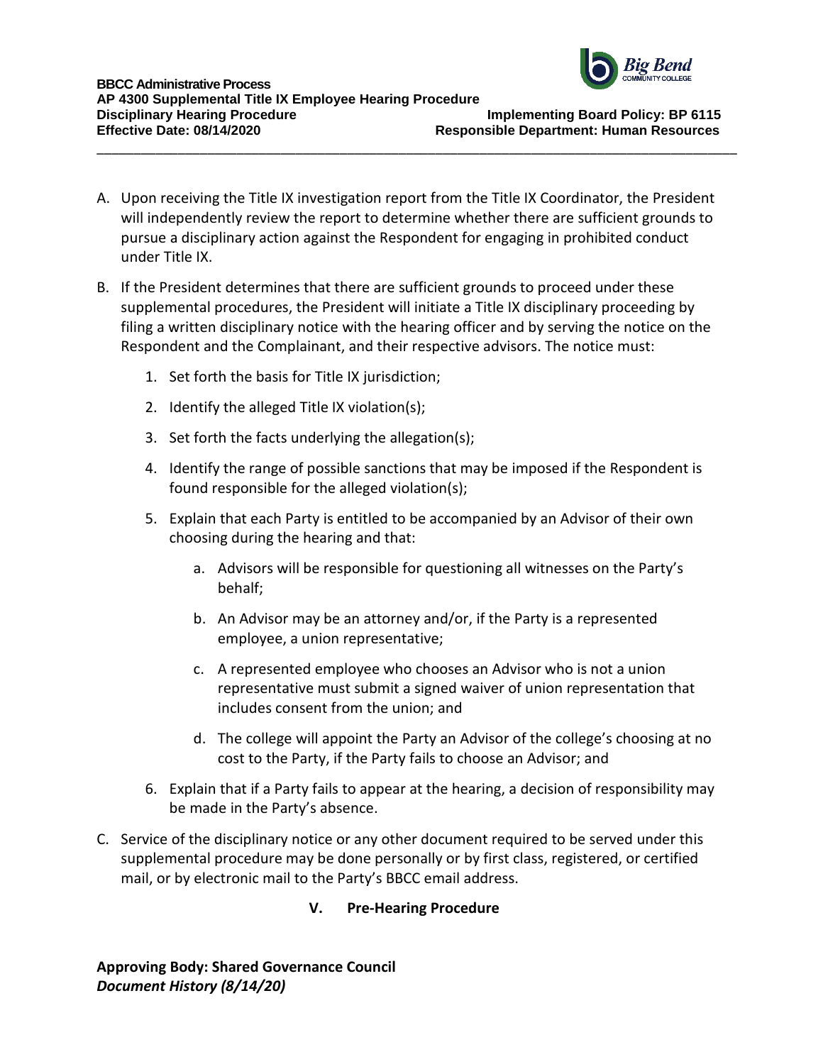A. Upon receiving the Title IX investigation report from the Title IX Coordinator, the President will independently review the report to determine whether there are sufficient grounds to pursue a disciplinary action against the Respondent for engaging in prohibited conduct under Title IX.

B. If the President determines that there are sufficient grounds to proceed under these supplemental procedures, the President will initiate a Title IX disciplinary proceeding by filing a written disciplinary notice with the hearing officer and by serving the notice on the Respondent and the Complainant, and their respective advisors. The notice must:

   1. Set forth the basis for Title IX jurisdiction;

   2. Identify the alleged Title IX violation(s);

   3. Set forth the facts underlying the allegation(s);

   4. Identify the range of possible sanctions that may be imposed if the Respondent is found responsible for the alleged violation(s);

   5. Explain that each Party is entitled to be accompanied by an Advisor of their own choosing during the hearing and that:

      a. Advisors will be responsible for questioning all witnesses on the Party's behalf;

      b. An Advisor may be an attorney and/or, if the Party is a represented employee, a union representative;

      c. A represented employee who chooses an Advisor who is not a union representative must submit a signed waiver of union representation that includes consent from the union; and

      d. The college will appoint the Party an Advisor of the college's choosing at no cost to the Party, if the Party fails to choose an Advisor; and

   6. Explain that if a Party fails to appear at the hearing, a decision of responsibility may be made in the Party's absence.

C. Service of the disciplinary notice or any other document required to be served under this supplemental procedure may be done personally or by first class, registered, or certified mail, or by electronic mail to the Party's BBCC email address.

## V. Pre-Hearing Procedure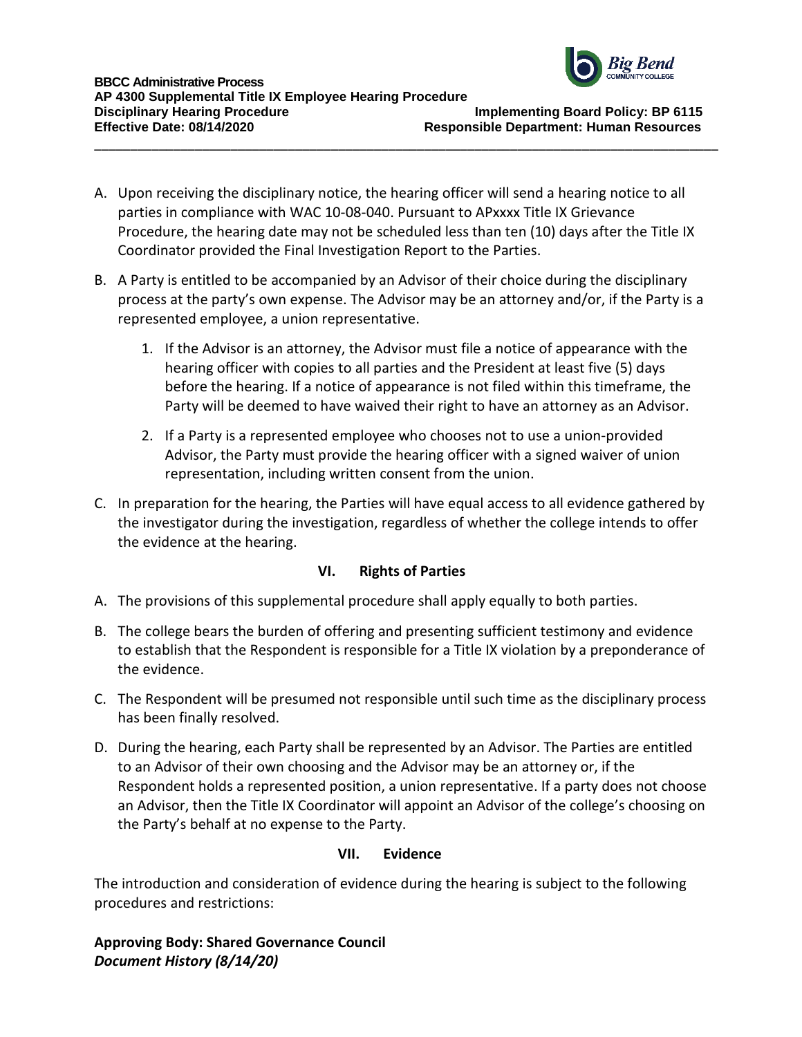A. Upon receiving the disciplinary notice, the hearing officer will send a hearing notice to all parties in compliance with WAC 10-08-040. Pursuant to APxxxx Title IX Grievance Procedure, the hearing date may not be scheduled less than ten (10) days after the Title IX Coordinator provided the Final Investigation Report to the Parties.

B. A Party is entitled to be accompanied by an Advisor of their choice during the disciplinary process at the party's own expense. The Advisor may be an attorney and/or, if the Party is a represented employee, a union representative.

   1. If the Advisor is an attorney, the Advisor must file a notice of appearance with the hearing officer with copies to all parties and the President at least five (5) days before the hearing. If a notice of appearance is not filed within this timeframe, the Party will be deemed to have waived their right to have an attorney as an Advisor.

   2. If a Party is a represented employee who chooses not to use a union-provided Advisor, the Party must provide the hearing officer with a signed waiver of union representation, including written consent from the union.

C. In preparation for the hearing, the Parties will have equal access to all evidence gathered by the investigator during the investigation, regardless of whether the college intends to offer the evidence at the hearing.

## VI. Rights of Parties

A. The provisions of this supplemental procedure shall apply equally to both parties.

B. The college bears the burden of offering and presenting sufficient testimony and evidence to establish that the Respondent is responsible for a Title IX violation by a preponderance of the evidence.

C. The Respondent will be presumed not responsible until such time as the disciplinary process has been finally resolved.

D. During the hearing, each Party shall be represented by an Advisor. The Parties are entitled to an Advisor of their own choosing and the Advisor may be an attorney or, if the Respondent holds a represented position, a union representative. If a party does not choose an Advisor, then the Title IX Coordinator will appoint an Advisor of the college's choosing on the Party's behalf at no expense to the Party.

## VII. Evidence

The introduction and consideration of evidence during the hearing is subject to the following procedures and restrictions: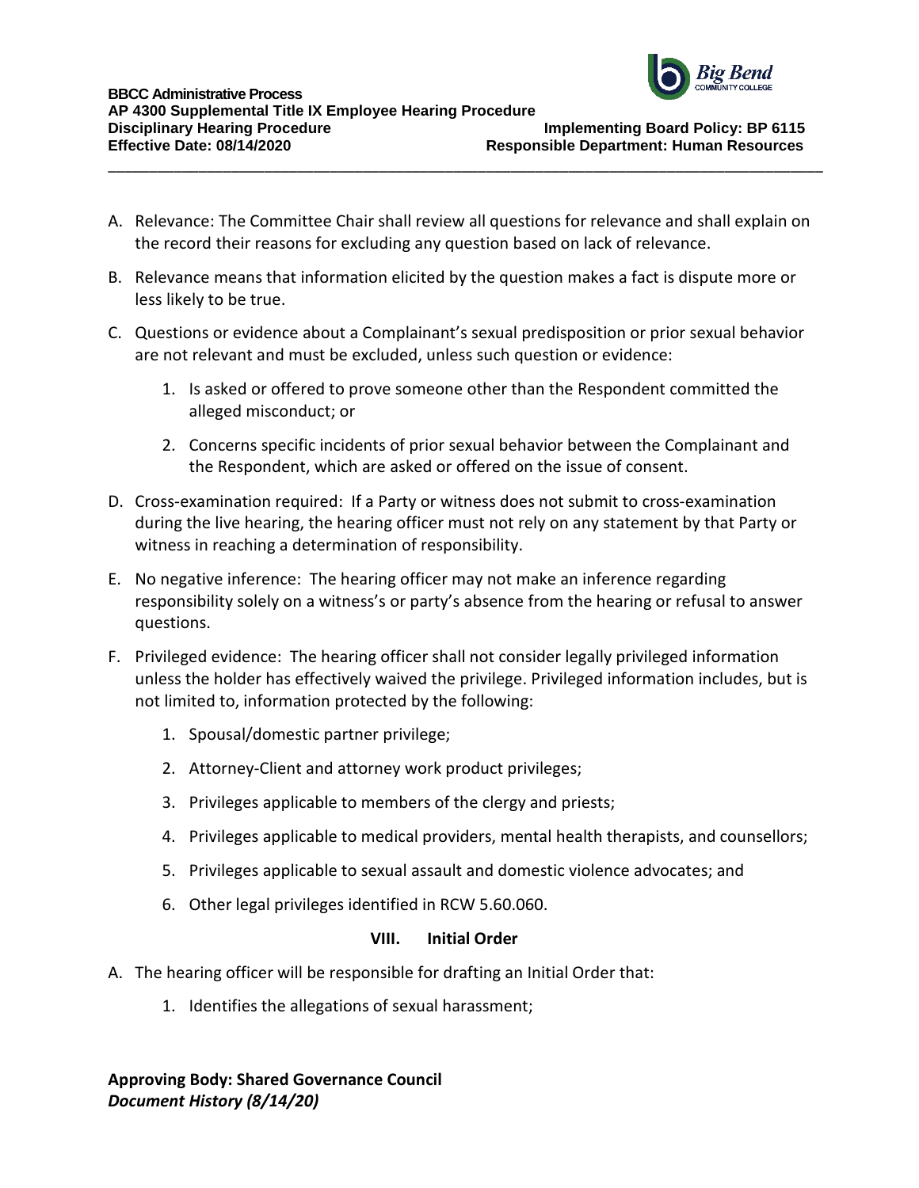A. Relevance: The Committee Chair shall review all questions for relevance and shall explain on the record their reasons for excluding any question based on lack of relevance.

B. Relevance means that information elicited by the question makes a fact is dispute more or less likely to be true.

C. Questions or evidence about a Complainant's sexual predisposition or prior sexual behavior are not relevant and must be excluded, unless such question or evidence:

   1. Is asked or offered to prove someone other than the Respondent committed the alleged misconduct; or

   2. Concerns specific incidents of prior sexual behavior between the Complainant and the Respondent, which are asked or offered on the issue of consent.

D. Cross-examination required: If a Party or witness does not submit to cross-examination during the live hearing, the hearing officer must not rely on any statement by that Party or witness in reaching a determination of responsibility.

E. No negative inference: The hearing officer may not make an inference regarding responsibility solely on a witness's or party's absence from the hearing or refusal to answer questions.

F. Privileged evidence: The hearing officer shall not consider legally privileged information unless the holder has effectively waived the privilege. Privileged information includes, but is not limited to, information protected by the following:

   1. Spousal/domestic partner privilege;

   2. Attorney-Client and attorney work product privileges;

   3. Privileges applicable to members of the clergy and priests;

   4. Privileges applicable to medical providers, mental health therapists, and counsellors;

   5. Privileges applicable to sexual assault and domestic violence advocates; and

   6. Other legal privileges identified in RCW 5.60.060.

## VIII. Initial Order

A. The hearing officer will be responsible for drafting an Initial Order that:

   1. Identifies the allegations of sexual harassment;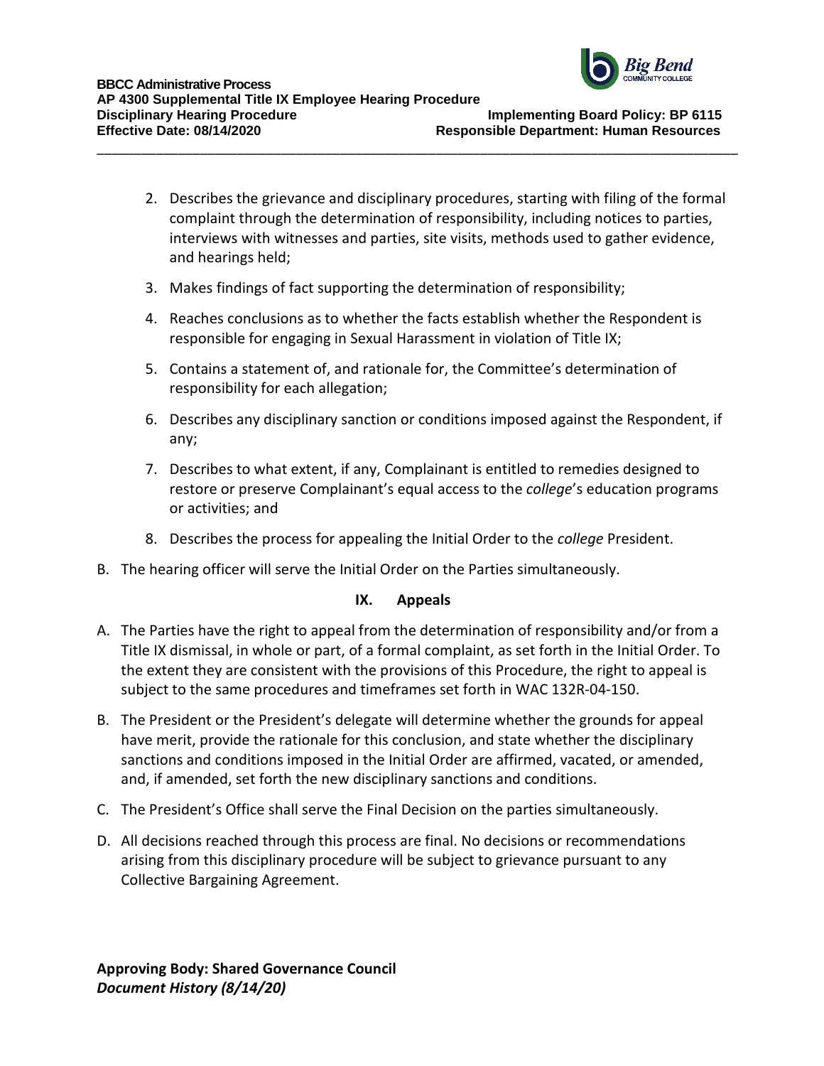2. Describes the grievance and disciplinary procedures, starting with filing of the formal complaint through the determination of responsibility, including notices to parties, interviews with witnesses and parties, site visits, methods used to gather evidence, and hearings held;
3. Makes findings of fact supporting the determination of responsibility;
4. Reaches conclusions as to whether the facts establish whether the Respondent is responsible for engaging in Sexual Harassment in violation of Title IX;
5. Contains a statement of, and rationale for, the Committee's determination of responsibility for each allegation;
6. Describes any disciplinary sanction or conditions imposed against the Respondent, if any;
7. Describes to what extent, if any, Complainant is entitled to remedies designed to restore or preserve Complainant's equal access to the *college*'s education programs or activities; and
8. Describes the process for appealing the Initial Order to the *college* President.

B. The hearing officer will serve the Initial Order on the Parties simultaneously.

## IX. Appeals

A. The Parties have the right to appeal from the determination of responsibility and/or from a Title IX dismissal, in whole or part, of a formal complaint, as set forth in the Initial Order. To the extent they are consistent with the provisions of this Procedure, the right to appeal is subject to the same procedures and timeframes set forth in WAC 132R-04-150.

B. The President or the President's delegate will determine whether the grounds for appeal have merit, provide the rationale for this conclusion, and state whether the disciplinary sanctions and conditions imposed in the Initial Order are affirmed, vacated, or amended, and, if amended, set forth the new disciplinary sanctions and conditions.

C. The President's Office shall serve the Final Decision on the parties simultaneously.

D. All decisions reached through this process are final. No decisions or recommendations arising from this disciplinary procedure will be subject to grievance pursuant to any Collective Bargaining Agreement.

**Approving Body: Shared Governance Council**
***Document History (8/14/20)***